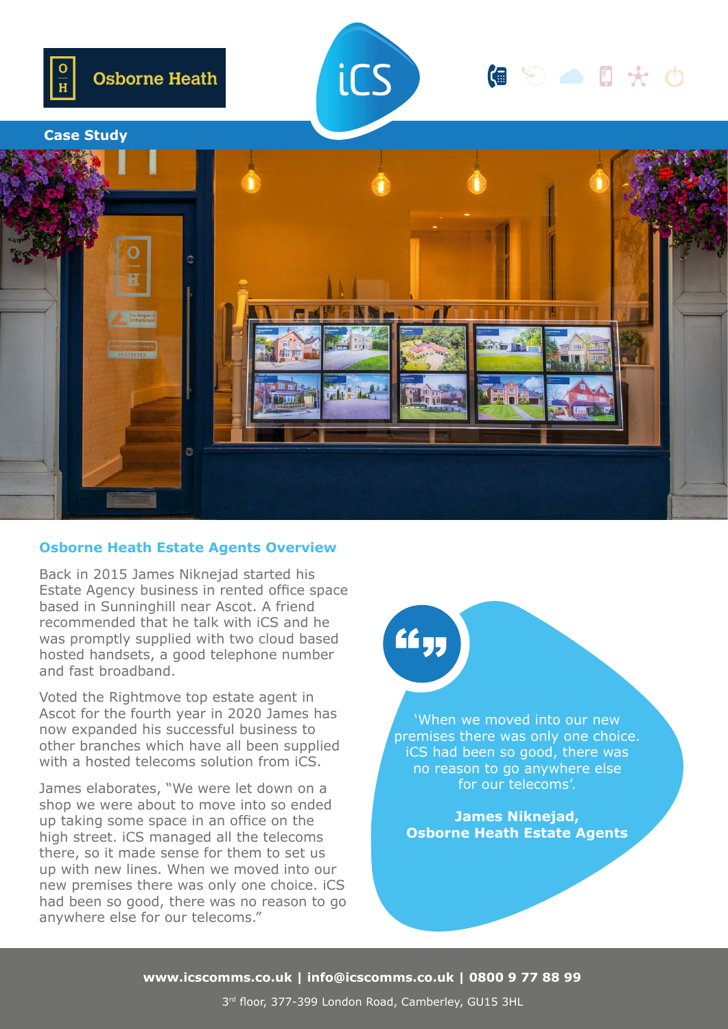Osborne Heath

iCS

Case Study

## Osborne Heath Estate Agents Overview

Back in 2015 James Niknejad started his Estate Agency business in rented office space based in Sunninghill near Ascot. A friend recommended that he talk with iCS and he was promptly supplied with two cloud based hosted handsets, a good telephone number and fast broadband.

Voted the Rightmove top estate agent in Ascot for the fourth year in 2020 James has now expanded his successful business to other branches which have all been supplied with a hosted telecoms solution from iCS.

James elaborates, "We were let down on a shop we were about to move into so ended up taking some space in an office on the high street. iCS managed all the telecoms there, so it made sense for them to set us up with new lines. When we moved into our new premises there was only one choice. iCS had been so good, there was no reason to go anywhere else for our telecoms."

> 'When we moved into our new premises there was only one choice. iCS had been so good, there was no reason to go anywhere else for our telecoms'.
>
> **James Niknejad, Osborne Heath Estate Agents**

**www.icscomms.co.uk | info@icscomms.co.uk | 0800 9 77 88 99**

3rd floor, 377-399 London Road, Camberley, GU15 3HL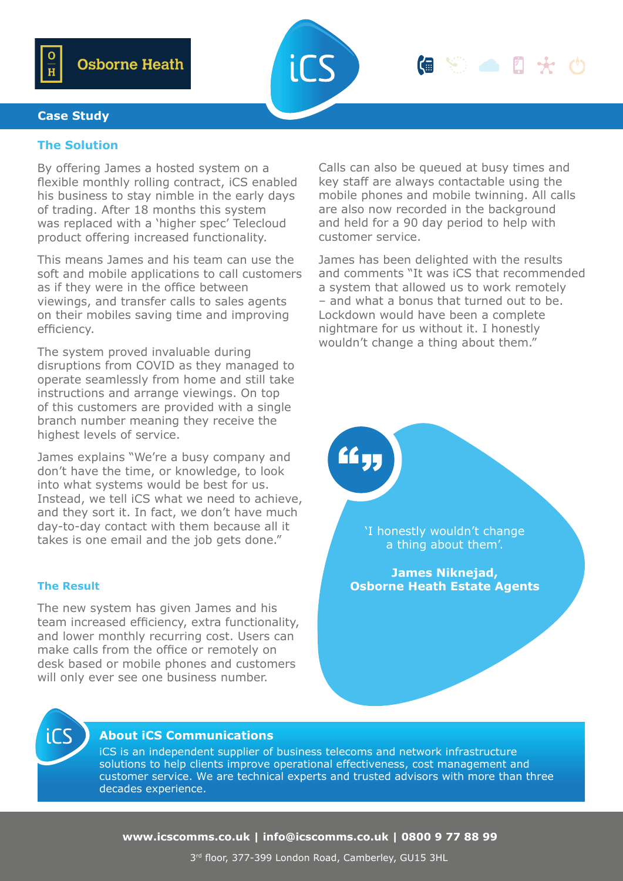Osborne Heath

iCS

Case Study

## The Solution

By offering James a hosted system on a flexible monthly rolling contract, iCS enabled his business to stay nimble in the early days of trading. After 18 months this system was replaced with a 'higher spec' Telecloud product offering increased functionality.

This means James and his team can use the soft and mobile applications to call customers as if they were in the office between viewings, and transfer calls to sales agents on their mobiles saving time and improving efficiency.

The system proved invaluable during disruptions from COVID as they managed to operate seamlessly from home and still take instructions and arrange viewings. On top of this customers are provided with a single branch number meaning they receive the highest levels of service.

James explains "We're a busy company and don't have the time, or knowledge, to look into what systems would be best for us. Instead, we tell iCS what we need to achieve, and they sort it. In fact, we don't have much day-to-day contact with them because all it takes is one email and the job gets done."

## The Result

The new system has given James and his team increased efficiency, extra functionality, and lower monthly recurring cost. Users can make calls from the office or remotely on desk based or mobile phones and customers will only ever see one business number.

Calls can also be queued at busy times and key staff are always contactable using the mobile phones and mobile twinning. All calls are also now recorded in the background and held for a 90 day period to help with customer service.

James has been delighted with the results and comments "It was iCS that recommended a system that allowed us to work remotely – and what a bonus that turned out to be. Lockdown would have been a complete nightmare for us without it. I honestly wouldn't change a thing about them."

> 'I honestly wouldn't change a thing about them'.
>
> **James Niknejad, Osborne Heath Estate Agents**

### About iCS Communications

iCS is an independent supplier of business telecoms and network infrastructure solutions to help clients improve operational effectiveness, cost management and customer service. We are technical experts and trusted advisors with more than three decades experience.

**www.icscomms.co.uk | info@icscomms.co.uk | 0800 9 77 88 99**

3rd floor, 377-399 London Road, Camberley, GU15 3HL